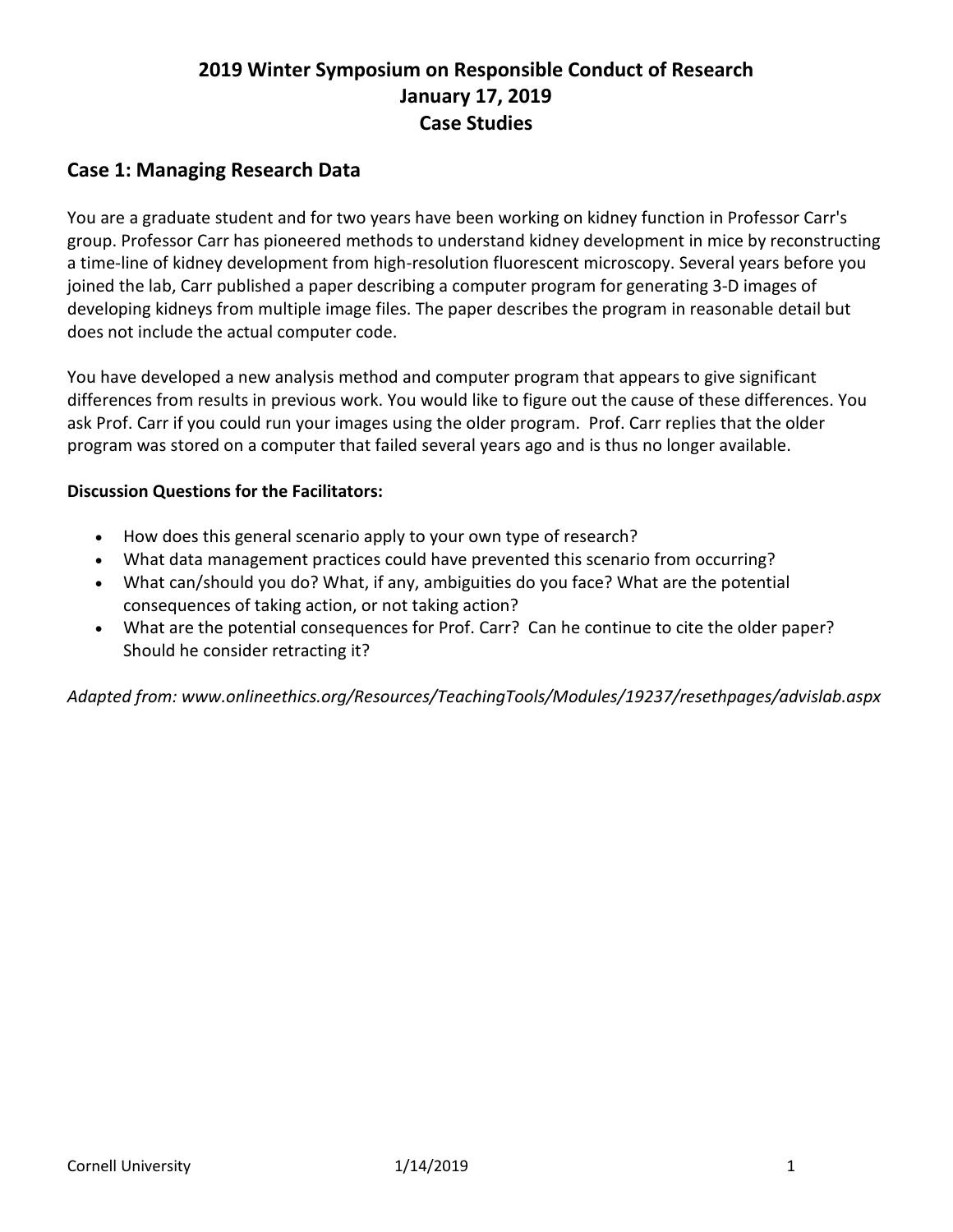# 2019 Winter Symposium on Responsible Conduct of Research
# January 17, 2019
# Case Studies

## Case 1: Managing Research Data

You are a graduate student and for two years have been working on kidney function in Professor Carr's group. Professor Carr has pioneered methods to understand kidney development in mice by reconstructing a time-line of kidney development from high-resolution fluorescent microscopy. Several years before you joined the lab, Carr published a paper describing a computer program for generating 3-D images of developing kidneys from multiple image files. The paper describes the program in reasonable detail but does not include the actual computer code.

You have developed a new analysis method and computer program that appears to give significant differences from results in previous work. You would like to figure out the cause of these differences. You ask Prof. Carr if you could run your images using the older program. Prof. Carr replies that the older program was stored on a computer that failed several years ago and is thus no longer available.

**Discussion Questions for the Facilitators:**

- How does this general scenario apply to your own type of research?
- What data management practices could have prevented this scenario from occurring?
- What can/should you do? What, if any, ambiguities do you face? What are the potential consequences of taking action, or not taking action?
- What are the potential consequences for Prof. Carr? Can he continue to cite the older paper? Should he consider retracting it?

*Adapted from: www.onlineethics.org/Resources/TeachingTools/Modules/19237/resethpages/advislab.aspx*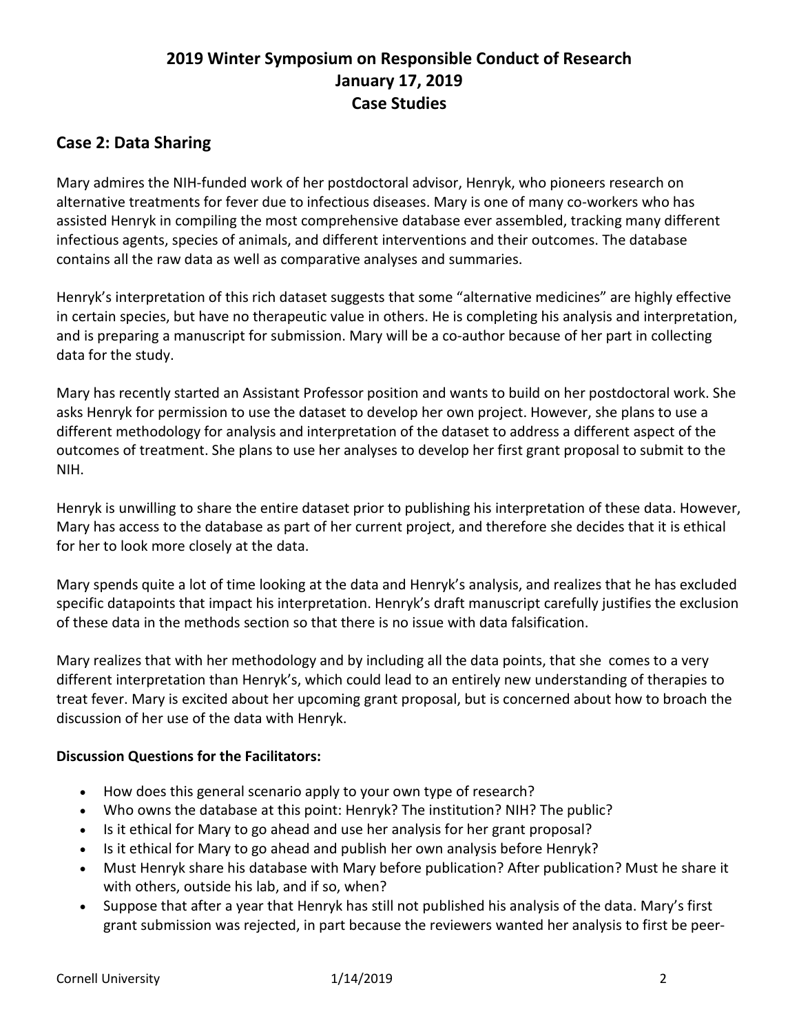# 2019 Winter Symposium on Responsible Conduct of Research
# January 17, 2019
# Case Studies

## Case 2: Data Sharing

Mary admires the NIH-funded work of her postdoctoral advisor, Henryk, who pioneers research on alternative treatments for fever due to infectious diseases. Mary is one of many co-workers who has assisted Henryk in compiling the most comprehensive database ever assembled, tracking many different infectious agents, species of animals, and different interventions and their outcomes. The database contains all the raw data as well as comparative analyses and summaries.

Henryk's interpretation of this rich dataset suggests that some "alternative medicines" are highly effective in certain species, but have no therapeutic value in others. He is completing his analysis and interpretation, and is preparing a manuscript for submission. Mary will be a co-author because of her part in collecting data for the study.

Mary has recently started an Assistant Professor position and wants to build on her postdoctoral work. She asks Henryk for permission to use the dataset to develop her own project. However, she plans to use a different methodology for analysis and interpretation of the dataset to address a different aspect of the outcomes of treatment. She plans to use her analyses to develop her first grant proposal to submit to the NIH.

Henryk is unwilling to share the entire dataset prior to publishing his interpretation of these data. However, Mary has access to the database as part of her current project, and therefore she decides that it is ethical for her to look more closely at the data.

Mary spends quite a lot of time looking at the data and Henryk's analysis, and realizes that he has excluded specific datapoints that impact his interpretation. Henryk's draft manuscript carefully justifies the exclusion of these data in the methods section so that there is no issue with data falsification.

Mary realizes that with her methodology and by including all the data points, that she comes to a very different interpretation than Henryk's, which could lead to an entirely new understanding of therapies to treat fever. Mary is excited about her upcoming grant proposal, but is concerned about how to broach the discussion of her use of the data with Henryk.

**Discussion Questions for the Facilitators:**

- How does this general scenario apply to your own type of research?
- Who owns the database at this point: Henryk? The institution? NIH? The public?
- Is it ethical for Mary to go ahead and use her analysis for her grant proposal?
- Is it ethical for Mary to go ahead and publish her own analysis before Henryk?
- Must Henryk share his database with Mary before publication? After publication? Must he share it with others, outside his lab, and if so, when?
- Suppose that after a year that Henryk has still not published his analysis of the data. Mary's first grant submission was rejected, in part because the reviewers wanted her analysis to first be peer-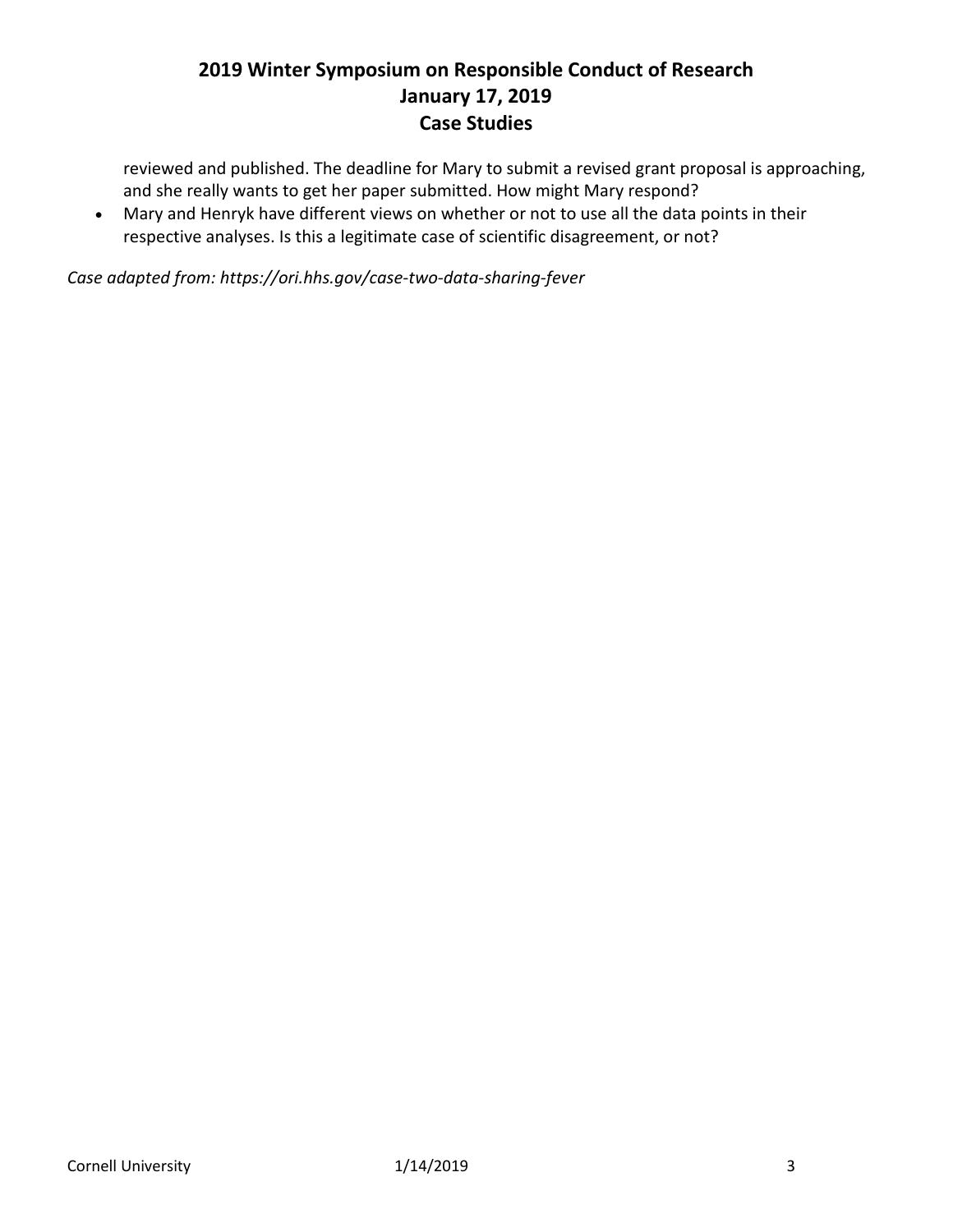reviewed and published. The deadline for Mary to submit a revised grant proposal is approaching, and she really wants to get her paper submitted. How might Mary respond?

- Mary and Henryk have different views on whether or not to use all the data points in their respective analyses. Is this a legitimate case of scientific disagreement, or not?

*Case adapted from: https://ori.hhs.gov/case-two-data-sharing-fever*